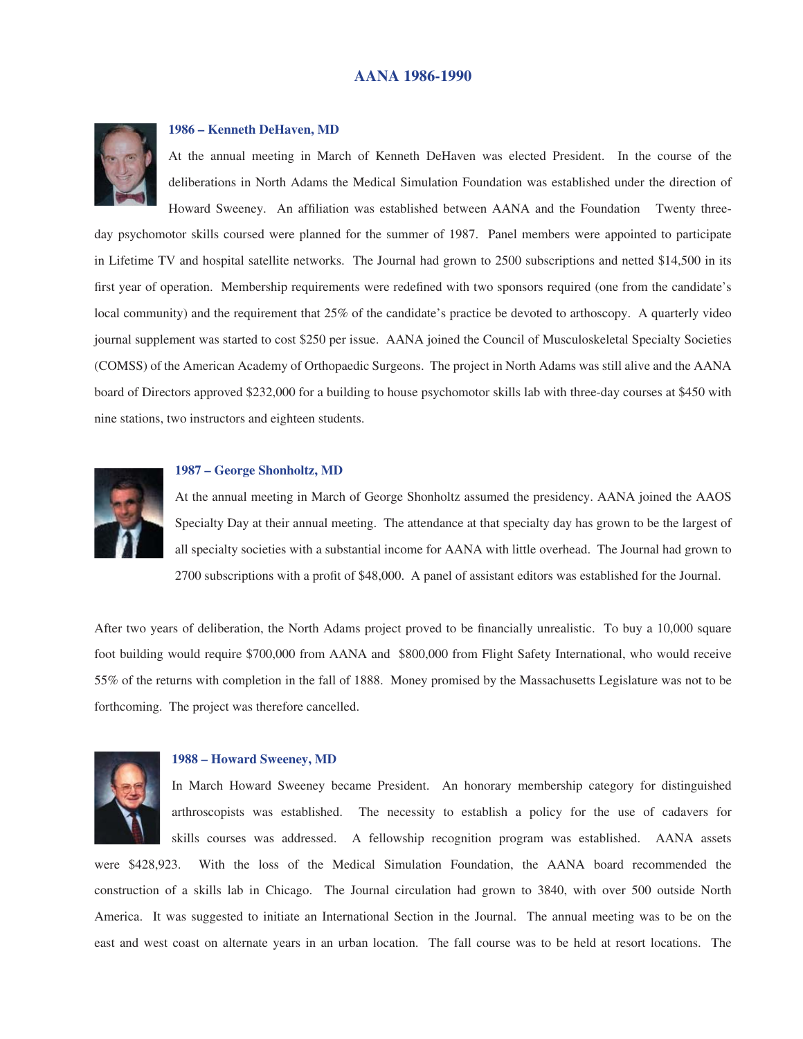# AANA 1986-1990

### 1986 – Kenneth DeHaven, MD

At the annual meeting in March of Kenneth DeHaven was elected President. In the course of the deliberations in North Adams the Medical Simulation Foundation was established under the direction of Howard Sweeney. An affiliation was established between AANA and the Foundation Twenty three-day psychomotor skills coursed were planned for the summer of 1987. Panel members were appointed to participate in Lifetime TV and hospital satellite networks. The Journal had grown to 2500 subscriptions and netted $14,500 in its first year of operation. Membership requirements were redefined with two sponsors required (one from the candidate's local community) and the requirement that 25% of the candidate's practice be devoted to arthoscopy. A quarterly video journal supplement was started to cost $250 per issue. AANA joined the Council of Musculoskeletal Specialty Societies (COMSS) of the American Academy of Orthopaedic Surgeons. The project in North Adams was still alive and the AANA board of Directors approved $232,000 for a building to house psychomotor skills lab with three-day courses at $450 with nine stations, two instructors and eighteen students.

### 1987 – George Shonholtz, MD

At the annual meeting in March of George Shonholtz assumed the presidency. AANA joined the AAOS Specialty Day at their annual meeting. The attendance at that specialty day has grown to be the largest of all specialty societies with a substantial income for AANA with little overhead. The Journal had grown to 2700 subscriptions with a profit of $48,000. A panel of assistant editors was established for the Journal.

After two years of deliberation, the North Adams project proved to be financially unrealistic. To buy a 10,000 square foot building would require $700,000 from AANA and $800,000 from Flight Safety International, who would receive 55% of the returns with completion in the fall of 1888. Money promised by the Massachusetts Legislature was not to be forthcoming. The project was therefore cancelled.

### 1988 – Howard Sweeney, MD

In March Howard Sweeney became President. An honorary membership category for distinguished arthroscopists was established. The necessity to establish a policy for the use of cadavers for skills courses was addressed. A fellowship recognition program was established. AANA assets were $428,923. With the loss of the Medical Simulation Foundation, the AANA board recommended the construction of a skills lab in Chicago. The Journal circulation had grown to 3840, with over 500 outside North America. It was suggested to initiate an International Section in the Journal. The annual meeting was to be on the east and west coast on alternate years in an urban location. The fall course was to be held at resort locations. The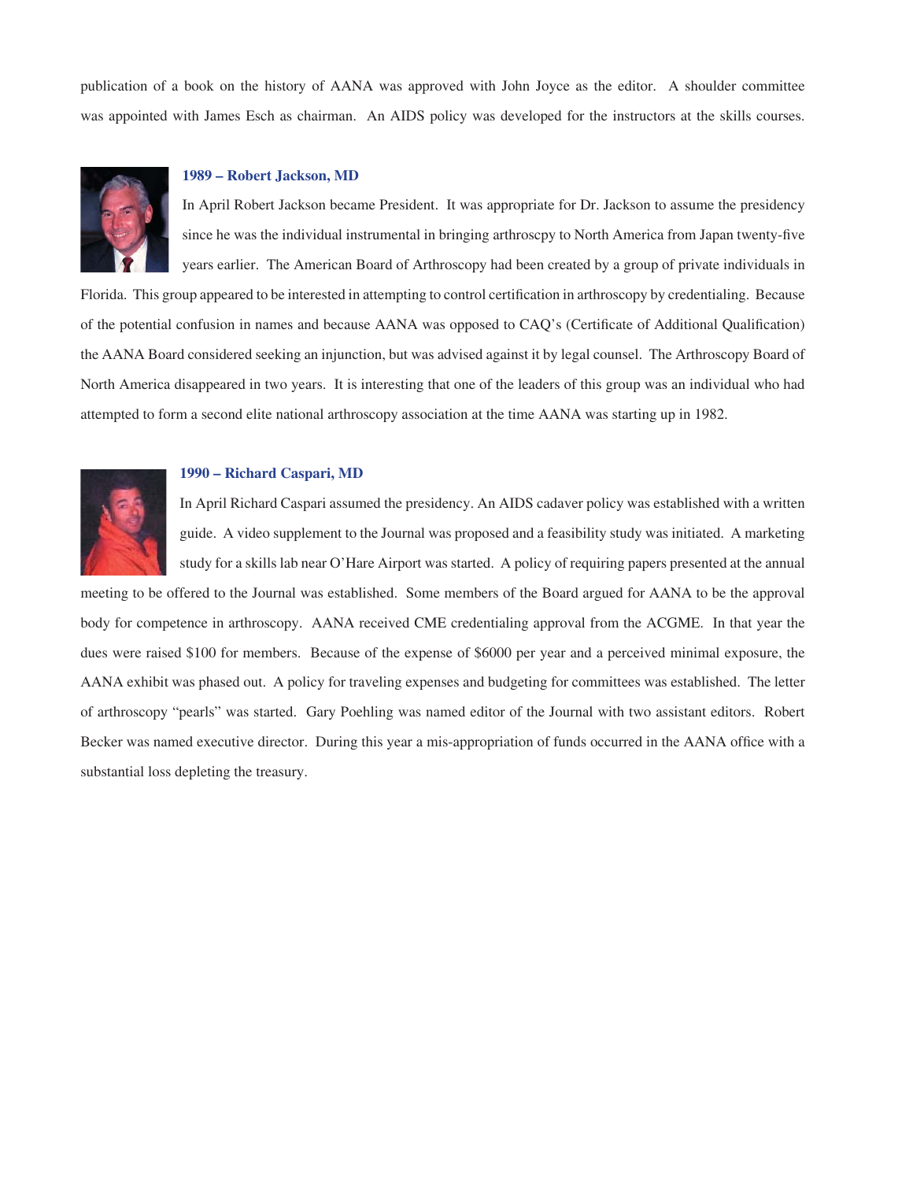publication of a book on the history of AANA was approved with John Joyce as the editor. A shoulder committee was appointed with James Esch as chairman. An AIDS policy was developed for the instructors at the skills courses.

### 1989 – Robert Jackson, MD

In April Robert Jackson became President. It was appropriate for Dr. Jackson to assume the presidency since he was the individual instrumental in bringing arthroscpy to North America from Japan twenty-five years earlier. The American Board of Arthroscopy had been created by a group of private individuals in Florida. This group appeared to be interested in attempting to control certification in arthroscopy by credentialing. Because of the potential confusion in names and because AANA was opposed to CAQ's (Certificate of Additional Qualification) the AANA Board considered seeking an injunction, but was advised against it by legal counsel. The Arthroscopy Board of North America disappeared in two years. It is interesting that one of the leaders of this group was an individual who had attempted to form a second elite national arthroscopy association at the time AANA was starting up in 1982.

### 1990 – Richard Caspari, MD

In April Richard Caspari assumed the presidency. An AIDS cadaver policy was established with a written guide. A video supplement to the Journal was proposed and a feasibility study was initiated. A marketing study for a skills lab near O'Hare Airport was started. A policy of requiring papers presented at the annual meeting to be offered to the Journal was established. Some members of the Board argued for AANA to be the approval body for competence in arthroscopy. AANA received CME credentialing approval from the ACGME. In that year the dues were raised $100 for members. Because of the expense of $6000 per year and a perceived minimal exposure, the AANA exhibit was phased out. A policy for traveling expenses and budgeting for committees was established. The letter of arthroscopy "pearls" was started. Gary Poehling was named editor of the Journal with two assistant editors. Robert Becker was named executive director. During this year a mis-appropriation of funds occurred in the AANA office with a substantial loss depleting the treasury.